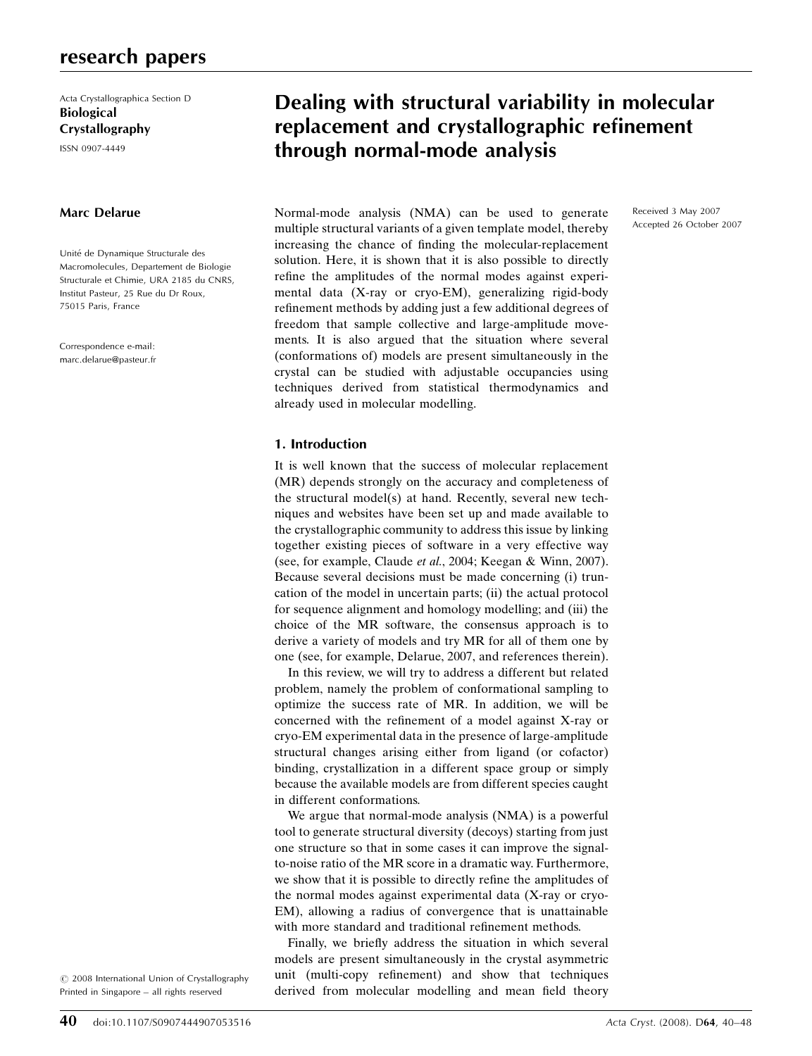Acta Crystallographica Section D
**Biological Crystallography**
ISSN 0907-4449

# Dealing with structural variability in molecular replacement and crystallographic refinement through normal-mode analysis

**Marc Delarue**

Unité de Dynamique Structurale des Macromolecules, Departement de Biologie Structurale et Chimie, URA 2185 du CNRS, Institut Pasteur, 25 Rue du Dr Roux, 75015 Paris, France

Correspondence e-mail: marc.delarue@pasteur.fr

© 2008 International Union of Crystallography
Printed in Singapore – all rights reserved

Received 3 May 2007
Accepted 26 October 2007

Normal-mode analysis (NMA) can be used to generate multiple structural variants of a given template model, thereby increasing the chance of finding the molecular-replacement solution. Here, it is shown that it is also possible to directly refine the amplitudes of the normal modes against experimental data (X-ray or cryo-EM), generalizing rigid-body refinement methods by adding just a few additional degrees of freedom that sample collective and large-amplitude movements. It is also argued that the situation where several (conformations of) models are present simultaneously in the crystal can be studied with adjustable occupancies using techniques derived from statistical thermodynamics and already used in molecular modelling.

## 1. Introduction

It is well known that the success of molecular replacement (MR) depends strongly on the accuracy and completeness of the structural model(s) at hand. Recently, several new techniques and websites have been set up and made available to the crystallographic community to address this issue by linking together existing pieces of software in a very effective way (see, for example, Claude *et al.*, 2004; Keegan & Winn, 2007). Because several decisions must be made concerning (i) truncation of the model in uncertain parts; (ii) the actual protocol for sequence alignment and homology modelling; and (iii) the choice of the MR software, the consensus approach is to derive a variety of models and try MR for all of them one by one (see, for example, Delarue, 2007, and references therein).

In this review, we will try to address a different but related problem, namely the problem of conformational sampling to optimize the success rate of MR. In addition, we will be concerned with the refinement of a model against X-ray or cryo-EM experimental data in the presence of large-amplitude structural changes arising either from ligand (or cofactor) binding, crystallization in a different space group or simply because the available models are from different species caught in different conformations.

We argue that normal-mode analysis (NMA) is a powerful tool to generate structural diversity (decoys) starting from just one structure so that in some cases it can improve the signal-to-noise ratio of the MR score in a dramatic way. Furthermore, we show that it is possible to directly refine the amplitudes of the normal modes against experimental data (X-ray or cryo-EM), allowing a radius of convergence that is unattainable with more standard and traditional refinement methods.

Finally, we briefly address the situation in which several models are present simultaneously in the crystal asymmetric unit (multi-copy refinement) and show that techniques derived from molecular modelling and mean field theory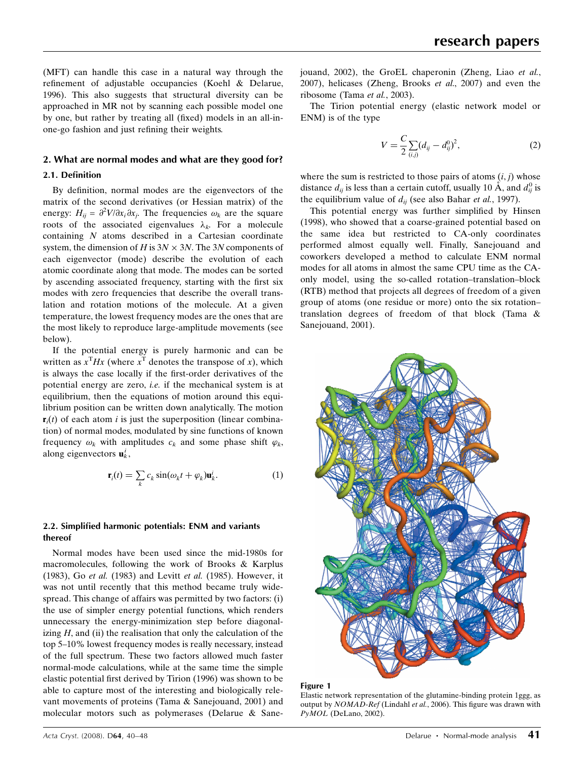(MFT) can handle this case in a natural way through the refinement of adjustable occupancies (Koehl & Delarue, 1996). This also suggests that structural diversity can be approached in MR not by scanning each possible model one by one, but rather by treating all (fixed) models in an all-in-one-go fashion and just refining their weights.

## 2. What are normal modes and what are they good for?

### 2.1. Definition

By definition, normal modes are the eigenvectors of the matrix of the second derivatives (or Hessian matrix) of the energy: $H_{ij} = \partial^2 V/\partial x_i \partial x_j$. The frequencies $\omega_k$ are the square roots of the associated eigenvalues $\lambda_k$. For a molecule containing $N$ atoms described in a Cartesian coordinate system, the dimension of $H$ is $3N \times 3N$. The $3N$ components of each eigenvector (mode) describe the evolution of each atomic coordinate along that mode. The modes can be sorted by ascending associated frequency, starting with the first six modes with zero frequencies that describe the overall translation and rotation motions of the molecule. At a given temperature, the lowest frequency modes are the ones that are the most likely to reproduce large-amplitude movements (see below).

If the potential energy is purely harmonic and can be written as $x^{\mathrm{T}}Hx$ (where $x^{\mathrm{T}}$ denotes the transpose of $x$), which is always the case locally if the first-order derivatives of the potential energy are zero, *i.e.* if the mechanical system is at equilibrium, then the equations of motion around this equilibrium position can be written down analytically. The motion $\mathbf{r}_i(t)$ of each atom $i$ is just the superposition (linear combination) of normal modes, modulated by sine functions of known frequency $\omega_k$ with amplitudes $c_k$ and some phase shift $\varphi_k$, along eigenvectors $\mathbf{u}_k^i$,

$$\mathbf{r}_i(t) = \sum_k c_k \sin(\omega_k t + \varphi_k)\mathbf{u}_k^i. \tag{1}$$

### 2.2. Simplified harmonic potentials: ENM and variants thereof

Normal modes have been used since the mid-1980s for macromolecules, following the work of Brooks & Karplus (1983), Go *et al.* (1983) and Levitt *et al.* (1985). However, it was not until recently that this method became truly widespread. This change of affairs was permitted by two factors: (i) the use of simpler energy potential functions, which renders unnecessary the energy-minimization step before diagonalizing $H$, and (ii) the realisation that only the calculation of the top 5–10% lowest frequency modes is really necessary, instead of the full spectrum. These two factors allowed much faster normal-mode calculations, while at the same time the simple elastic potential first derived by Tirion (1996) was shown to be able to capture most of the interesting and biologically relevant movements of proteins (Tama & Sanejouand, 2001) and molecular motors such as polymerases (Delarue & Sanejouand, 2002), the GroEL chaperonin (Zheng, Liao *et al.*, 2007), helicases (Zheng, Brooks *et al.*, 2007) and even the ribosome (Tama *et al.*, 2003).

The Tirion potential energy (elastic network model or ENM) is of the type

$$V = \frac{C}{2}\sum_{(i,j)}(d_{ij} - d_{ij}^0)^2, \tag{2}$$

where the sum is restricted to those pairs of atoms $(i, j)$ whose distance $d_{ij}$ is less than a certain cutoff, usually 10 Å, and $d_{ij}^0$ is the equilibrium value of $d_{ij}$ (see also Bahar *et al.*, 1997).

This potential energy was further simplified by Hinsen (1998), who showed that a coarse-grained potential based on the same idea but restricted to CA-only coordinates performed almost equally well. Finally, Sanejouand and coworkers developed a method to calculate ENM normal modes for all atoms in almost the same CPU time as the CA-only model, using the so-called rotation–translation–block (RTB) method that projects all degrees of freedom of a given group of atoms (one residue or more) onto the six rotation–translation degrees of freedom of that block (Tama & Sanejouand, 2001).

**Figure 1**
Elastic network representation of the glutamine-binding protein 1ggg, as output by *NOMAD-Ref* (Lindahl *et al.*, 2006). This figure was drawn with *PyMOL* (DeLano, 2002).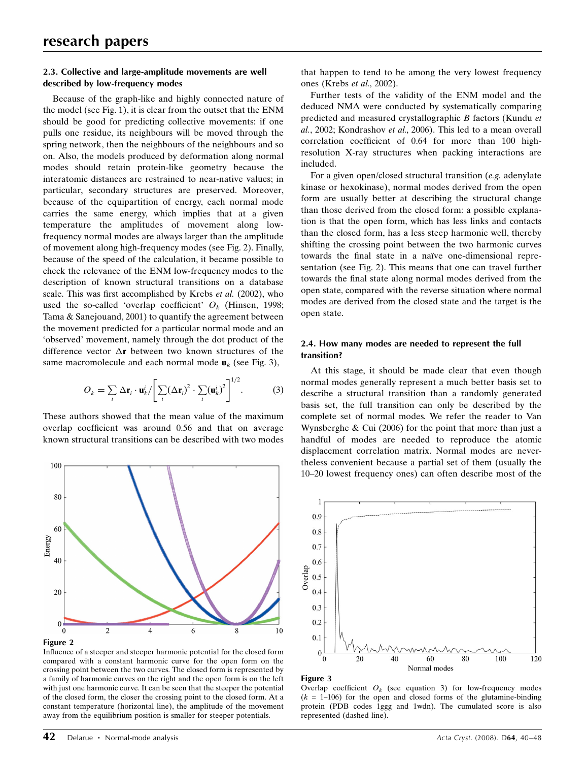### 2.3. Collective and large-amplitude movements are well described by low-frequency modes

Because of the graph-like and highly connected nature of the model (see Fig. 1), it is clear from the outset that the ENM should be good for predicting collective movements: if one pulls one residue, its neighbours will be moved through the spring network, then the neighbours of the neighbours and so on. Also, the models produced by deformation along normal modes should retain protein-like geometry because the interatomic distances are restrained to near-native values; in particular, secondary structures are preserved. Moreover, because of the equipartition of energy, each normal mode carries the same energy, which implies that at a given temperature the amplitudes of movement along low-frequency normal modes are always larger than the amplitude of movement along high-frequency modes (see Fig. 2). Finally, because of the speed of the calculation, it became possible to check the relevance of the ENM low-frequency modes to the description of known structural transitions on a database scale. This was first accomplished by Krebs *et al.* (2002), who used the so-called 'overlap coefficient' $O_k$ (Hinsen, 1998; Tama & Sanejouand, 2001) to quantify the agreement between the movement predicted for a particular normal mode and an 'observed' movement, namely through the dot product of the difference vector $\Delta\mathbf{r}$ between two known structures of the same macromolecule and each normal mode $\mathbf{u}_k$ (see Fig. 3),

$$O_k = \sum_i \Delta\mathbf{r}_i \cdot \mathbf{u}_k^i \Big/ \left[ \sum_i (\Delta\mathbf{r}_i)^2 \cdot \sum_i (\mathbf{u}_k^i)^2 \right]^{1/2}. \qquad (3)$$

These authors showed that the mean value of the maximum overlap coefficient was around 0.56 and that on average known structural transitions can be described with two modes that happen to tend to be among the very lowest frequency ones (Krebs *et al.*, 2002).

Further tests of the validity of the ENM model and the deduced NMA were conducted by systematically comparing predicted and measured crystallographic *B* factors (Kundu *et al.*, 2002; Kondrashov *et al.*, 2006). This led to a mean overall correlation coefficient of 0.64 for more than 100 high-resolution X-ray structures when packing interactions are included.

For a given open/closed structural transition (*e.g.* adenylate kinase or hexokinase), normal modes derived from the open form are usually better at describing the structural change than those derived from the closed form: a possible explanation is that the open form, which has less links and contacts than the closed form, has a less steep harmonic well, thereby shifting the crossing point between the two harmonic curves towards the final state in a naïve one-dimensional representation (see Fig. 2). This means that one can travel further towards the final state along normal modes derived from the open state, compared with the reverse situation where normal modes are derived from the closed state and the target is the open state.

**Figure 2**
Influence of a steeper and steeper harmonic potential for the closed form compared with a constant harmonic curve for the open form on the crossing point between the two curves. The closed form is represented by a family of harmonic curves on the right and the open form is on the left with just one harmonic curve. It can be seen that the steeper the potential of the closed form, the closer the crossing point to the closed form. At a constant temperature (horizontal line), the amplitude of the movement away from the equilibrium position is smaller for steeper potentials.

### 2.4. How many modes are needed to represent the full transition?

At this stage, it should be made clear that even though normal modes generally represent a much better basis set to describe a structural transition than a randomly generated basis set, the full transition can only be described by the complete set of normal modes. We refer the reader to Van Wynsberghe & Cui (2006) for the point that more than just a handful of modes are needed to reproduce the atomic displacement correlation matrix. Normal modes are nevertheless convenient because a partial set of them (usually the 10–20 lowest frequency ones) can often describe most of the

**Figure 3**
Overlap coefficient $O_k$ (see equation 3) for low-frequency modes ($k$ = 1–106) for the open and closed forms of the glutamine-binding protein (PDB codes 1ggg and 1wdn). The cumulated score is also represented (dashed line).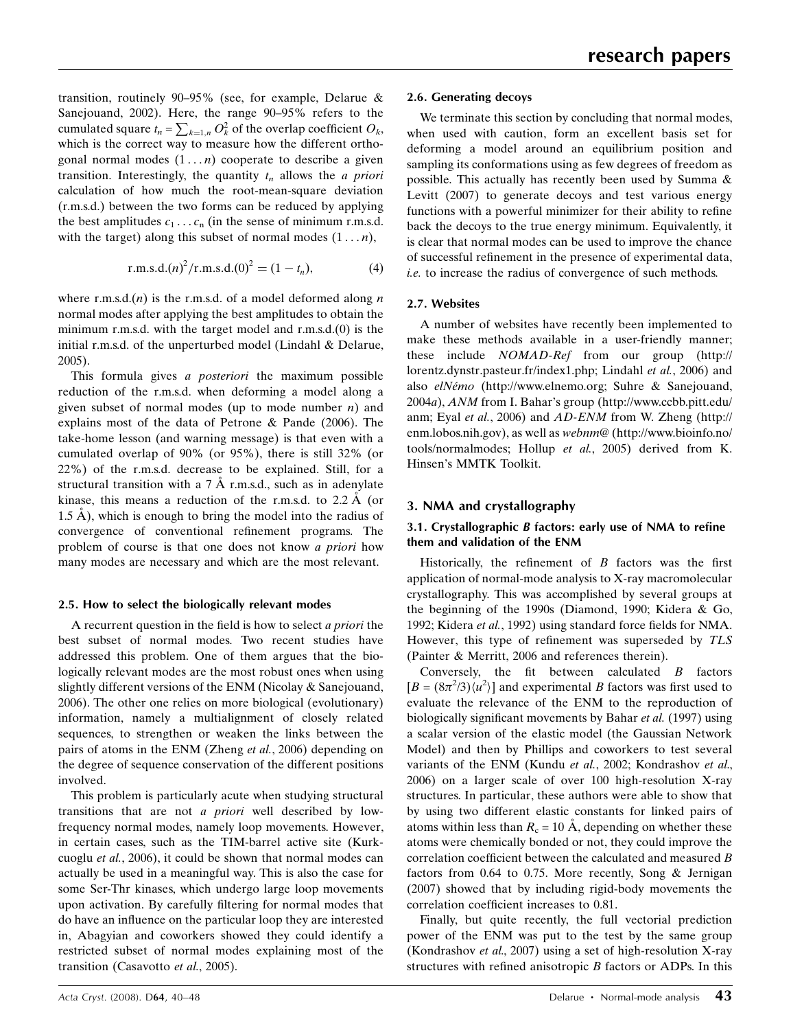transition, routinely 90–95% (see, for example, Delarue & Sanejouand, 2002). Here, the range 90–95% refers to the cumulated square $t_n = \sum_{k=1,n} O_k^2$ of the overlap coefficient $O_k$, which is the correct way to measure how the different orthogonal normal modes $(1 \ldots n)$ cooperate to describe a given transition. Interestingly, the quantity $t_n$ allows the *a priori* calculation of how much the root-mean-square deviation (r.m.s.d.) between the two forms can be reduced by applying the best amplitudes $c_1 \ldots c_n$ (in the sense of minimum r.m.s.d. with the target) along this subset of normal modes $(1 \ldots n)$,

$$\text{r.m.s.d.}(n)^2/\text{r.m.s.d.}(0)^2 = (1 - t_n), \qquad (4)$$

where r.m.s.d.$(n)$ is the r.m.s.d. of a model deformed along $n$ normal modes after applying the best amplitudes to obtain the minimum r.m.s.d. with the target model and r.m.s.d.(0) is the initial r.m.s.d. of the unperturbed model (Lindahl & Delarue, 2005).

This formula gives *a posteriori* the maximum possible reduction of the r.m.s.d. when deforming a model along a given subset of normal modes (up to mode number $n$) and explains most of the data of Petrone & Pande (2006). The take-home lesson (and warning message) is that even with a cumulated overlap of 90% (or 95%), there is still 32% (or 22%) of the r.m.s.d. decrease to be explained. Still, for a structural transition with a 7 Å r.m.s.d., such as in adenylate kinase, this means a reduction of the r.m.s.d. to 2.2 Å (or 1.5 Å), which is enough to bring the model into the radius of convergence of conventional refinement programs. The problem of course is that one does not know *a priori* how many modes are necessary and which are the most relevant.

### 2.5. How to select the biologically relevant modes

A recurrent question in the field is how to select *a priori* the best subset of normal modes. Two recent studies have addressed this problem. One of them argues that the biologically relevant modes are the most robust ones when using slightly different versions of the ENM (Nicolay & Sanejouand, 2006). The other one relies on more biological (evolutionary) information, namely a multialignment of closely related sequences, to strengthen or weaken the links between the pairs of atoms in the ENM (Zheng *et al.*, 2006) depending on the degree of sequence conservation of the different positions involved.

This problem is particularly acute when studying structural transitions that are not *a priori* well described by low-frequency normal modes, namely loop movements. However, in certain cases, such as the TIM-barrel active site (Kurkcuoglu *et al.*, 2006), it could be shown that normal modes can actually be used in a meaningful way. This is also the case for some Ser-Thr kinases, which undergo large loop movements upon activation. By carefully filtering for normal modes that do have an influence on the particular loop they are interested in, Abagyian and coworkers showed they could identify a restricted subset of normal modes explaining most of the transition (Casavotto *et al.*, 2005).

### 2.6. Generating decoys

We terminate this section by concluding that normal modes, when used with caution, form an excellent basis set for deforming a model around an equilibrium position and sampling its conformations using as few degrees of freedom as possible. This actually has recently been used by Summa & Levitt (2007) to generate decoys and test various energy functions with a powerful minimizer for their ability to refine back the decoys to the true energy minimum. Equivalently, it is clear that normal modes can be used to improve the chance of successful refinement in the presence of experimental data, *i.e.* to increase the radius of convergence of such methods.

### 2.7. Websites

A number of websites have recently been implemented to make these methods available in a user-friendly manner; these include *NOMAD-Ref* from our group (http://lorentz.dynstr.pasteur.fr/index1.php; Lindahl *et al.*, 2006) and also *elNémo* (http://www.elnemo.org; Suhre & Sanejouand, 2004*a*), *ANM* from I. Bahar's group (http://www.ccbb.pitt.edu/anm; Eyal *et al.*, 2006) and *AD-ENM* from W. Zheng (http://enm.lobos.nih.gov), as well as *webnm@* (http://www.bioinfo.no/tools/normalmodes; Hollup *et al.*, 2005) derived from K. Hinsen's MMTK Toolkit.

## 3. NMA and crystallography

### 3.1. Crystallographic *B* factors: early use of NMA to refine them and validation of the ENM

Historically, the refinement of *B* factors was the first application of normal-mode analysis to X-ray macromolecular crystallography. This was accomplished by several groups at the beginning of the 1990s (Diamond, 1990; Kidera & Go, 1992; Kidera *et al.*, 1992) using standard force fields for NMA. However, this type of refinement was superseded by *TLS* (Painter & Merritt, 2006 and references therein).

Conversely, the fit between calculated *B* factors $[B = (8\pi^2/3)\langle u^2 \rangle]$ and experimental *B* factors was first used to evaluate the relevance of the ENM to the reproduction of biologically significant movements by Bahar *et al.* (1997) using a scalar version of the elastic model (the Gaussian Network Model) and then by Phillips and coworkers to test several variants of the ENM (Kundu *et al.*, 2002; Kondrashov *et al.*, 2006) on a larger scale of over 100 high-resolution X-ray structures. In particular, these authors were able to show that by using two different elastic constants for linked pairs of atoms within less than $R_c$ = 10 Å, depending on whether these atoms were chemically bonded or not, they could improve the correlation coefficient between the calculated and measured *B* factors from 0.64 to 0.75. More recently, Song & Jernigan (2007) showed that by including rigid-body movements the correlation coefficient increases to 0.81.

Finally, but quite recently, the full vectorial prediction power of the ENM was put to the test by the same group (Kondrashov *et al.*, 2007) using a set of high-resolution X-ray structures with refined anisotropic *B* factors or ADPs. In this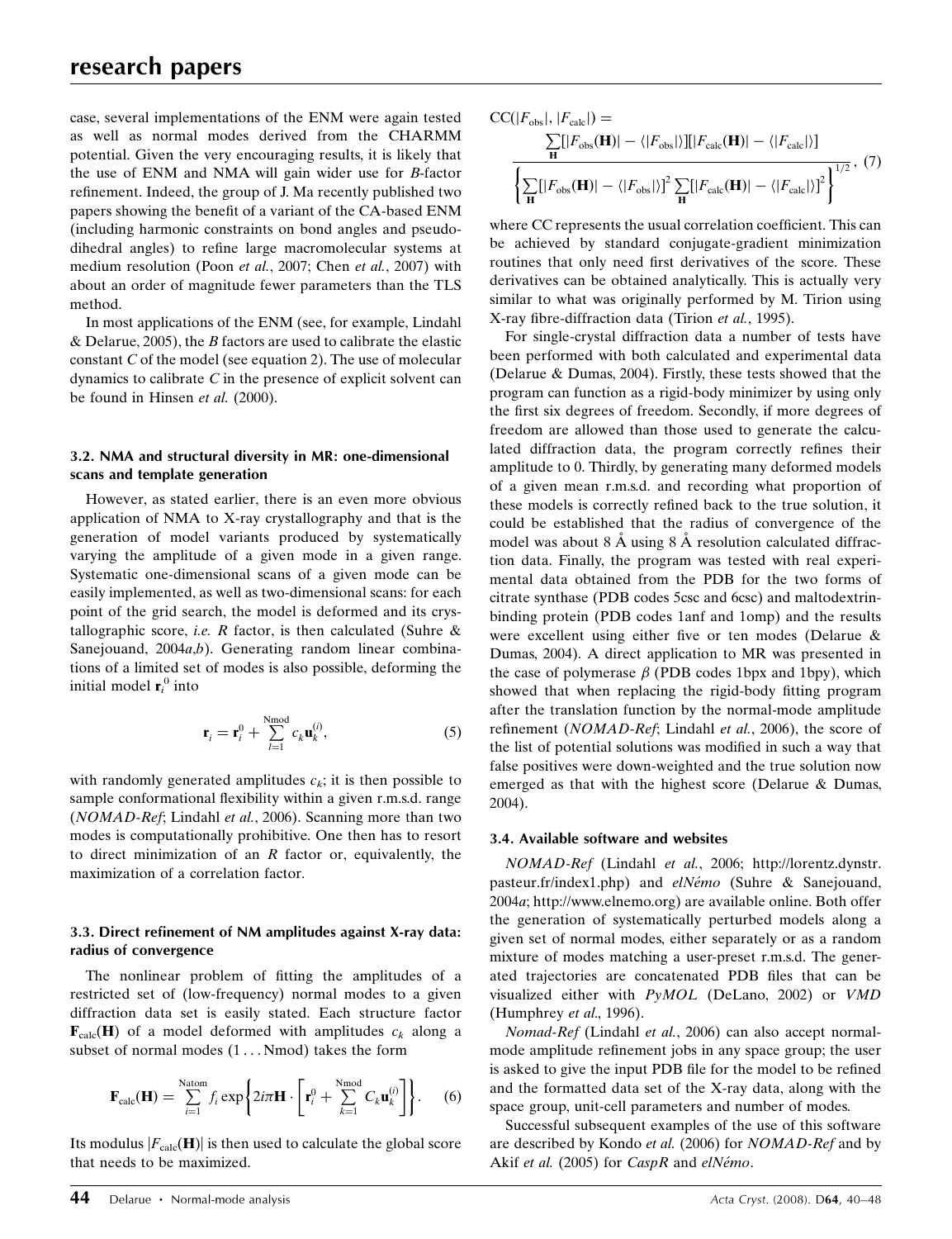case, several implementations of the ENM were again tested as well as normal modes derived from the CHARMM potential. Given the very encouraging results, it is likely that the use of ENM and NMA will gain wider use for *B*-factor refinement. Indeed, the group of J. Ma recently published two papers showing the benefit of a variant of the CA-based ENM (including harmonic constraints on bond angles and pseudo-dihedral angles) to refine large macromolecular systems at medium resolution (Poon *et al.*, 2007; Chen *et al.*, 2007) with about an order of magnitude fewer parameters than the TLS method.

In most applications of the ENM (see, for example, Lindahl & Delarue, 2005), the *B* factors are used to calibrate the elastic constant *C* of the model (see equation 2). The use of molecular dynamics to calibrate *C* in the presence of explicit solvent can be found in Hinsen *et al.* (2000).

### 3.2. NMA and structural diversity in MR: one-dimensional scans and template generation

However, as stated earlier, there is an even more obvious application of NMA to X-ray crystallography and that is the generation of model variants produced by systematically varying the amplitude of a given mode in a given range. Systematic one-dimensional scans of a given mode can be easily implemented, as well as two-dimensional scans: for each point of the grid search, the model is deformed and its crystallographic score, *i.e.* *R* factor, is then calculated (Suhre & Sanejouand, 2004*a*,*b*). Generating random linear combinations of a limited set of modes is also possible, deforming the initial model $\mathbf{r}_i^0$ into

$$\mathbf{r}_i = \mathbf{r}_i^0 + \sum_{l=1}^{\text{Nmod}} c_k \mathbf{u}_k^{(i)}, \tag{5}$$

with randomly generated amplitudes $c_k$; it is then possible to sample conformational flexibility within a given r.m.s.d. range (*NOMAD-Ref*; Lindahl *et al.*, 2006). Scanning more than two modes is computationally prohibitive. One then has to resort to direct minimization of an *R* factor or, equivalently, the maximization of a correlation factor.

### 3.3. Direct refinement of NM amplitudes against X-ray data: radius of convergence

The nonlinear problem of fitting the amplitudes of a restricted set of (low-frequency) normal modes to a given diffraction data set is easily stated. Each structure factor $\mathbf{F}_{\text{calc}}(\mathbf{H})$ of a model deformed with amplitudes $c_k$ along a subset of normal modes (1 ... Nmod) takes the form

$$\mathbf{F}_{\text{calc}}(\mathbf{H}) = \sum_{i=1}^{\text{Natom}} f_i \exp\left\{2i\pi \mathbf{H} \cdot \left[\mathbf{r}_i^0 + \sum_{k=1}^{\text{Nmod}} C_k \mathbf{u}_k^{(i)}\right]\right\}. \tag{6}$$

Its modulus $|F_{\text{calc}}(\mathbf{H})|$ is then used to calculate the global score that needs to be maximized.

$$\text{CC}(|F_{\text{obs}}|, |F_{\text{calc}}|) = \frac{\sum_{\mathbf{H}} [|F_{\text{obs}}(\mathbf{H})| - \langle |F_{\text{obs}}| \rangle][|F_{\text{calc}}(\mathbf{H})| - \langle |F_{\text{calc}}| \rangle]}{\left\{ \sum_{\mathbf{H}} [|F_{\text{obs}}(\mathbf{H})| - \langle |F_{\text{obs}}| \rangle]^2 \sum_{\mathbf{H}} [|F_{\text{calc}}(\mathbf{H})| - \langle |F_{\text{calc}}| \rangle]^2 \right\}^{1/2}}, \tag{7}$$

where CC represents the usual correlation coefficient. This can be achieved by standard conjugate-gradient minimization routines that only need first derivatives of the score. These derivatives can be obtained analytically. This is actually very similar to what was originally performed by M. Tirion using X-ray fibre-diffraction data (Tirion *et al.*, 1995).

For single-crystal diffraction data a number of tests have been performed with both calculated and experimental data (Delarue & Dumas, 2004). Firstly, these tests showed that the program can function as a rigid-body minimizer by using only the first six degrees of freedom. Secondly, if more degrees of freedom are allowed than those used to generate the calculated diffraction data, the program correctly refines their amplitude to 0. Thirdly, by generating many deformed models of a given mean r.m.s.d. and recording what proportion of these models is correctly refined back to the true solution, it could be established that the radius of convergence of the model was about 8 Å using 8 Å resolution calculated diffraction data. Finally, the program was tested with real experimental data obtained from the PDB for the two forms of citrate synthase (PDB codes 5csc and 6csc) and maltodextrin-binding protein (PDB codes 1anf and 1omp) and the results were excellent using either five or ten modes (Delarue & Dumas, 2004). A direct application to MR was presented in the case of polymerase $\beta$ (PDB codes 1bpx and 1bpy), which showed that when replacing the rigid-body fitting program after the translation function by the normal-mode amplitude refinement (*NOMAD-Ref*; Lindahl *et al.*, 2006), the score of the list of potential solutions was modified in such a way that false positives were down-weighted and the true solution now emerged as that with the highest score (Delarue & Dumas, 2004).

### 3.4. Available software and websites

*NOMAD-Ref* (Lindahl *et al.*, 2006; http://lorentz.dynstr.pasteur.fr/index1.php) and *elNémo* (Suhre & Sanejouand, 2004*a*; http://www.elnemo.org) are available online. Both offer the generation of systematically perturbed models along a given set of normal modes, either separately or as a random mixture of modes matching a user-preset r.m.s.d. The generated trajectories are concatenated PDB files that can be visualized either with *PyMOL* (DeLano, 2002) or *VMD* (Humphrey *et al.*, 1996).

*Nomad-Ref* (Lindahl *et al.*, 2006) can also accept normal-mode amplitude refinement jobs in any space group; the user is asked to give the input PDB file for the model to be refined and the formatted data set of the X-ray data, along with the space group, unit-cell parameters and number of modes.

Successful subsequent examples of the use of this software are described by Kondo *et al.* (2006) for *NOMAD-Ref* and by Akif *et al.* (2005) for *CaspR* and *elNémo*.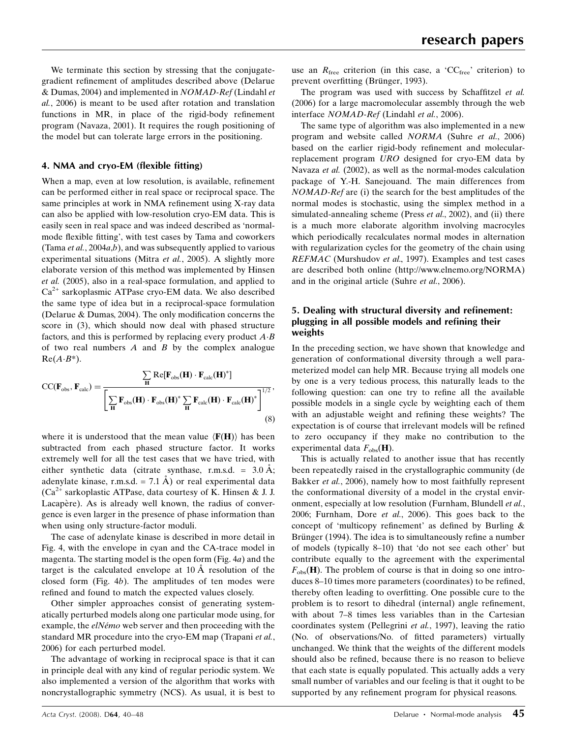We terminate this section by stressing that the conjugate-gradient refinement of amplitudes described above (Delarue & Dumas, 2004) and implemented in *NOMAD-Ref* (Lindahl *et al.*, 2006) is meant to be used after rotation and translation functions in MR, in place of the rigid-body refinement program (Navaza, 2001). It requires the rough positioning of the model but can tolerate large errors in the positioning.

## 4. NMA and cryo-EM (flexible fitting)

When a map, even at low resolution, is available, refinement can be performed either in real space or reciprocal space. The same principles at work in NMA refinement using X-ray data can also be applied with low-resolution cryo-EM data. This is easily seen in real space and was indeed described as 'normal-mode flexible fitting', with test cases by Tama and coworkers (Tama *et al.*, 2004*a*,*b*), and was subsequently applied to various experimental situations (Mitra *et al.*, 2005). A slightly more elaborate version of this method was implemented by Hinsen *et al.* (2005), also in a real-space formulation, and applied to $Ca^{2+}$ sarkoplasmic ATPase cryo-EM data. We also described the same type of idea but in a reciprocal-space formulation (Delarue & Dumas, 2004). The only modification concerns the score in (3), which should now deal with phased structure factors, and this is performed by replacing every product $A{\cdot}B$ of two real numbers $A$ and $B$ by the complex analogue $\mathrm{Re}(A{\cdot}B^{*})$.

$$\mathrm{CC}(\mathbf{F}_{\mathrm{obs}},\mathbf{F}_{\mathrm{calc}}) = \frac{\sum_{\mathbf{H}} \mathrm{Re}[\mathbf{F}_{\mathrm{obs}}(\mathbf{H})\cdot\mathbf{F}_{\mathrm{calc}}(\mathbf{H})^{*}]}{\left[\sum_{\mathbf{H}} \mathbf{F}_{\mathrm{obs}}(\mathbf{H})\cdot\mathbf{F}_{\mathrm{obs}}(\mathbf{H})^{*}\sum_{\mathbf{H}} \mathbf{F}_{\mathrm{calc}}(\mathbf{H})\cdot\mathbf{F}_{\mathrm{calc}}(\mathbf{H})^{*}\right]^{1/2}}, \tag{8}$$

where it is understood that the mean value $\langle\mathbf{F}(\mathbf{H})\rangle$ has been subtracted from each phased structure factor. It works extremely well for all the test cases that we have tried, with either synthetic data (citrate synthase, r.m.s.d. = 3.0 Å; adenylate kinase, r.m.s.d. = 7.1 Å) or real experimental data ($Ca^{2+}$ sarkoplastic ATPase, data courtesy of K. Hinsen & J. J. Lacapère). As is already well known, the radius of convergence is even larger in the presence of phase information than when using only structure-factor moduli.

The case of adenylate kinase is described in more detail in Fig. 4, with the envelope in cyan and the CA-trace model in magenta. The starting model is the open form (Fig. 4*a*) and the target is the calculated envelope at 10 Å resolution of the closed form (Fig. 4*b*). The amplitudes of ten modes were refined and found to match the expected values closely.

Other simpler approaches consist of generating systematically perturbed models along one particular mode using, for example, the *elNémo* web server and then proceeding with the standard MR procedure into the cryo-EM map (Trapani *et al.*, 2006) for each perturbed model.

The advantage of working in reciprocal space is that it can in principle deal with any kind of regular periodic system. We also implemented a version of the algorithm that works with noncrystallographic symmetry (NCS). As usual, it is best to use an $R_{\mathrm{free}}$ criterion (in this case, a '$\mathrm{CC}_{\mathrm{free}}$' criterion) to prevent overfitting (Brünger, 1993).

The program was used with success by Schaffitzel *et al.* (2006) for a large macromolecular assembly through the web interface *NOMAD-Ref* (Lindahl *et al.*, 2006).

The same type of algorithm was also implemented in a new program and website called *NORMA* (Suhre *et al.*, 2006) based on the earlier rigid-body refinement and molecular-replacement program *URO* designed for cryo-EM data by Navaza *et al.* (2002), as well as the normal-modes calculation package of Y.-H. Sanejouand. The main differences from *NOMAD-Ref* are (i) the search for the best amplitudes of the normal modes is stochastic, using the simplex method in a simulated-annealing scheme (Press *et al.*, 2002), and (ii) there is a much more elaborate algorithm involving macrocyles which periodically recalculates normal modes in alternation with regularization cycles for the geometry of the chain using *REFMAC* (Murshudov *et al.*, 1997). Examples and test cases are described both online (http://www.elnemo.org/NORMA) and in the original article (Suhre *et al.*, 2006).

## 5. Dealing with structural diversity and refinement: plugging in all possible models and refining their weights

In the preceding section, we have shown that knowledge and generation of conformational diversity through a well parameterized model can help MR. Because trying all models one by one is a very tedious process, this naturally leads to the following question: can one try to refine all the available possible models in a single cycle by weighting each of them with an adjustable weight and refining these weights? The expectation is of course that irrelevant models will be refined to zero occupancy if they make no contribution to the experimental data $F_{\mathrm{obs}}(\mathbf{H})$.

This is actually related to another issue that has recently been repeatedly raised in the crystallographic community (de Bakker *et al.*, 2006), namely how to most faithfully represent the conformational diversity of a model in the crystal environment, especially at low resolution (Furnham, Blundell *et al.*, 2006; Furnham, Dore *et al.*, 2006). This goes back to the concept of 'multicopy refinement' as defined by Burling & Brünger (1994). The idea is to simultaneously refine a number of models (typically 8–10) that 'do not see each other' but contribute equally to the agreement with the experimental $F_{\mathrm{obs}}(\mathbf{H})$. The problem of course is that in doing so one introduces 8–10 times more parameters (coordinates) to be refined, thereby often leading to overfitting. One possible cure to the problem is to resort to dihedral (internal) angle refinement, with about 7–8 times less variables than in the Cartesian coordinates system (Pellegrini *et al.*, 1997), leaving the ratio (No. of observations/No. of fitted parameters) virtually unchanged. We think that the weights of the different models should also be refined, because there is no reason to believe that each state is equally populated. This actually adds a very small number of variables and our feeling is that it ought to be supported by any refinement program for physical reasons.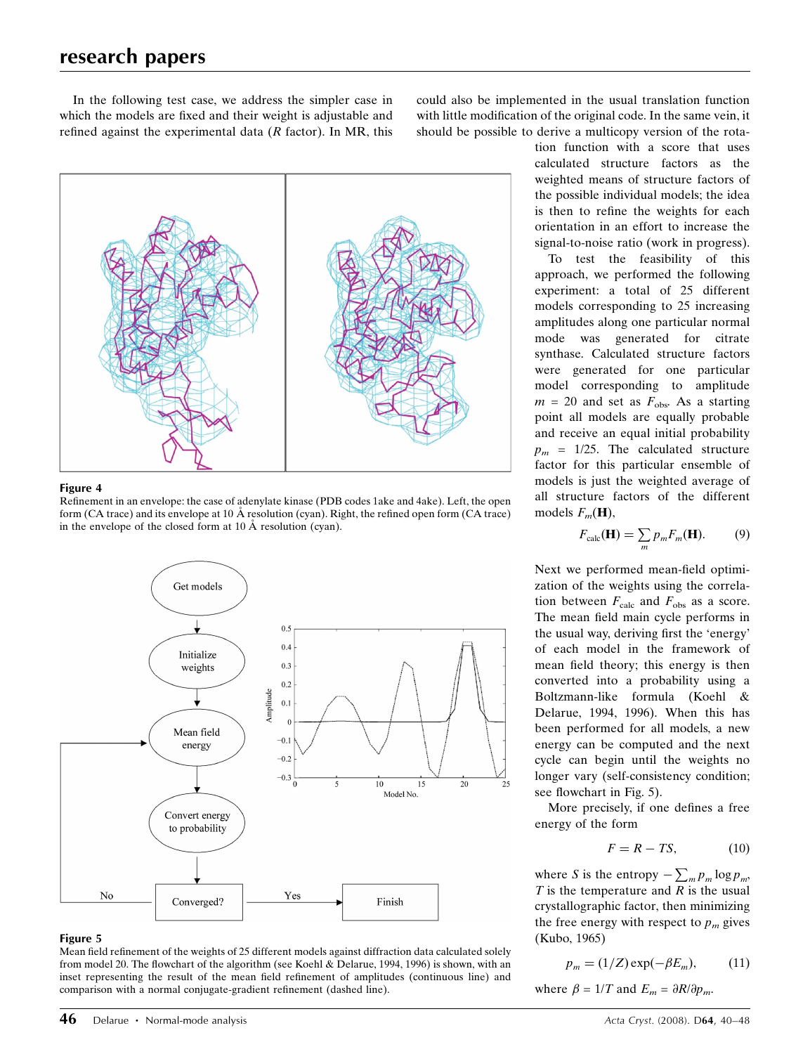In the following test case, we address the simpler case in which the models are fixed and their weight is adjustable and refined against the experimental data ($R$ factor). In MR, this could also be implemented in the usual translation function with little modification of the original code. In the same vein, it should be possible to derive a multicopy version of the rotation function with a score that uses calculated structure factors as the weighted means of structure factors of the possible individual models; the idea is then to refine the weights for each orientation in an effort to increase the signal-to-noise ratio (work in progress).

To test the feasibility of this approach, we performed the following experiment: a total of 25 different models corresponding to 25 increasing amplitudes along one particular normal mode was generated for citrate synthase. Calculated structure factors were generated for one particular model corresponding to amplitude $m$ = 20 and set as $F_{\rm obs}$. As a starting point all models are equally probable and receive an equal initial probability $p_m$ = 1/25. The calculated structure factor for this particular ensemble of models is just the weighted average of all structure factors of the different models $F_m(\mathbf{H})$,

$$F_{\rm calc}(\mathbf{H}) = \sum_m p_m F_m(\mathbf{H}). \qquad (9)$$

Next we performed mean-field optimization of the weights using the correlation between $F_{\rm calc}$ and $F_{\rm obs}$ as a score. The mean field main cycle performs in the usual way, deriving first the 'energy' of each model in the framework of mean field theory; this energy is then converted into a probability using a Boltzmann-like formula (Koehl & Delarue, 1994, 1996). When this has been performed for all models, a new energy can be computed and the next cycle can begin until the weights no longer vary (self-consistency condition; see flowchart in Fig. 5).

More precisely, if one defines a free energy of the form

$$F = R - TS, \qquad (10)$$

where $S$ is the entropy $-\sum_m p_m \log p_m$, $T$ is the temperature and $R$ is the usual crystallographic factor, then minimizing the free energy with respect to $p_m$ gives (Kubo, 1965)

$$p_m = (1/Z)\exp(-\beta E_m), \qquad (11)$$

where $\beta = 1/T$ and $E_m = \partial R/\partial p_m$.

**Figure 4**
Refinement in an envelope: the case of adenylate kinase (PDB codes 1ake and 4ake). Left, the open form (CA trace) and its envelope at 10 Å resolution (cyan). Right, the refined open form (CA trace) in the envelope of the closed form at 10 Å resolution (cyan).

**Figure 5**
Mean field refinement of the weights of 25 different models against diffraction data calculated solely from model 20. The flowchart of the algorithm (see Koehl & Delarue, 1994, 1996) is shown, with an inset representing the result of the mean field refinement of amplitudes (continuous line) and comparison with a normal conjugate-gradient refinement (dashed line).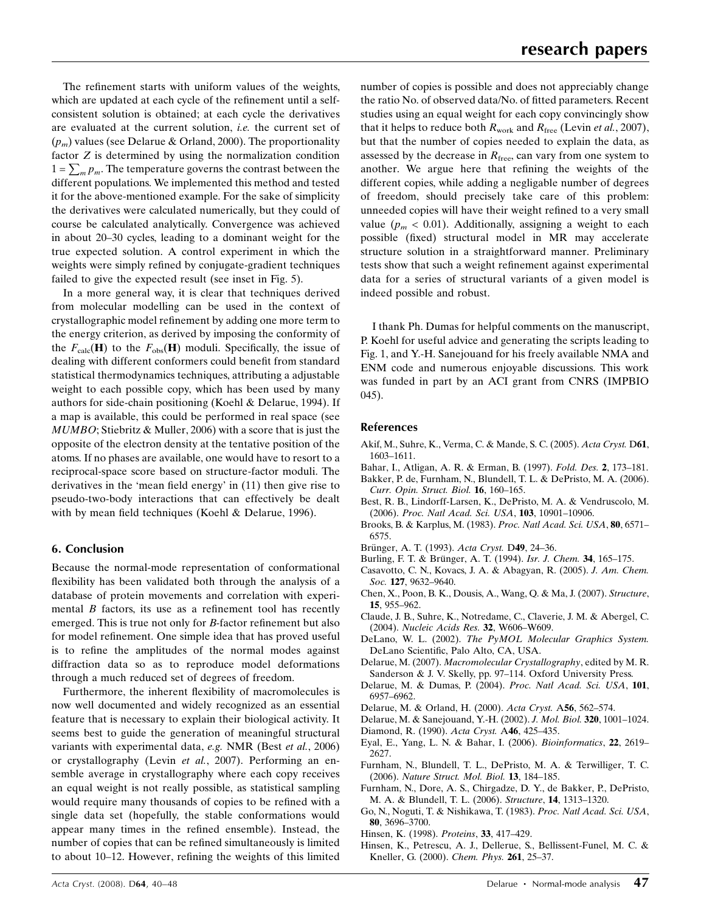The refinement starts with uniform values of the weights, which are updated at each cycle of the refinement until a self-consistent solution is obtained; at each cycle the derivatives are evaluated at the current solution, *i.e.* the current set of ($p_m$) values (see Delarue & Orland, 2000). The proportionality factor $Z$ is determined by using the normalization condition $1 = \sum_m p_m$. The temperature governs the contrast between the different populations. We implemented this method and tested it for the above-mentioned example. For the sake of simplicity the derivatives were calculated numerically, but they could of course be calculated analytically. Convergence was achieved in about 20–30 cycles, leading to a dominant weight for the true expected solution. A control experiment in which the weights were simply refined by conjugate-gradient techniques failed to give the expected result (see inset in Fig. 5).

In a more general way, it is clear that techniques derived from molecular modelling can be used in the context of crystallographic model refinement by adding one more term to the energy criterion, as derived by imposing the conformity of the $F_{\rm calc}(\mathbf{H})$ to the $F_{\rm obs}(\mathbf{H})$ moduli. Specifically, the issue of dealing with different conformers could benefit from standard statistical thermodynamics techniques, attributing a adjustable weight to each possible copy, which has been used by many authors for side-chain positioning (Koehl & Delarue, 1994). If a map is available, this could be performed in real space (see *MUMBO*; Stiebritz & Muller, 2006) with a score that is just the opposite of the electron density at the tentative position of the atoms. If no phases are available, one would have to resort to a reciprocal-space score based on structure-factor moduli. The derivatives in the 'mean field energy' in (11) then give rise to pseudo-two-body interactions that can effectively be dealt with by mean field techniques (Koehl & Delarue, 1996).

## 6. Conclusion

Because the normal-mode representation of conformational flexibility has been validated both through the analysis of a database of protein movements and correlation with experimental $B$ factors, its use as a refinement tool has recently emerged. This is true not only for $B$-factor refinement but also for model refinement. One simple idea that has proved useful is to refine the amplitudes of the normal modes against diffraction data so as to reproduce model deformations through a much reduced set of degrees of freedom.

Furthermore, the inherent flexibility of macromolecules is now well documented and widely recognized as an essential feature that is necessary to explain their biological activity. It seems best to guide the generation of meaningful structural variants with experimental data, *e.g.* NMR (Best *et al.*, 2006) or crystallography (Levin *et al.*, 2007). Performing an ensemble average in crystallography where each copy receives an equal weight is not really possible, as statistical sampling would require many thousands of copies to be refined with a single data set (hopefully, the stable conformations would appear many times in the refined ensemble). Instead, the number of copies that can be refined simultaneously is limited to about 10–12. However, refining the weights of this limited number of copies is possible and does not appreciably change the ratio No. of observed data/No. of fitted parameters. Recent studies using an equal weight for each copy convincingly show that it helps to reduce both $R_{\rm work}$ and $R_{\rm free}$ (Levin *et al.*, 2007), but that the number of copies needed to explain the data, as assessed by the decrease in $R_{\rm free}$, can vary from one system to another. We argue here that refining the weights of the different copies, while adding a negligable number of degrees of freedom, should precisely take care of this problem: unneeded copies will have their weight refined to a very small value ($p_m < 0.01$). Additionally, assigning a weight to each possible (fixed) structural model in MR may accelerate structure solution in a straightforward manner. Preliminary tests show that such a weight refinement against experimental data for a series of structural variants of a given model is indeed possible and robust.

I thank Ph. Dumas for helpful comments on the manuscript, P. Koehl for useful advice and generating the scripts leading to Fig. 1, and Y.-H. Sanejouand for his freely available NMA and ENM code and numerous enjoyable discussions. This work was funded in part by an ACI grant from CNRS (IMPBIO 045).

## References

Akif, M., Suhre, K., Verma, C. & Mande, S. C. (2005). *Acta Cryst.* D**61**, 1603–1611.

Bahar, I., Atligan, A. R. & Erman, B. (1997). *Fold. Des.* **2**, 173–181.

Bakker, P. de, Furnham, N., Blundell, T. L. & DePristo, M. A. (2006). *Curr. Opin. Struct. Biol.* **16**, 160–165.

Best, R. B., Lindorff-Larsen, K., DePristo, M. A. & Vendruscolo, M. (2006). *Proc. Natl Acad. Sci. USA*, **103**, 10901–10906.

Brooks, B. & Karplus, M. (1983). *Proc. Natl Acad. Sci. USA*, **80**, 6571–6575.

Brünger, A. T. (1993). *Acta Cryst.* D**49**, 24–36.

Burling, F. T. & Brünger, A. T. (1994). *Isr. J. Chem.* **34**, 165–175.

Casavotto, C. N., Kovacs, J. A. & Abagyan, R. (2005). *J. Am. Chem. Soc.* **127**, 9632–9640.

Chen, X., Poon, B. K., Dousis, A., Wang, Q. & Ma, J. (2007). *Structure*, **15**, 955–962.

Claude, J. B., Suhre, K., Notredame, C., Claverie, J. M. & Abergel, C. (2004). *Nucleic Acids Res.* **32**, W606–W609.

DeLano, W. L. (2002). *The PyMOL Molecular Graphics System.* DeLano Scientific, Palo Alto, CA, USA.

Delarue, M. (2007). *Macromolecular Crystallography*, edited by M. R. Sanderson & J. V. Skelly, pp. 97–114. Oxford University Press.

Delarue, M. & Dumas, P. (2004). *Proc. Natl Acad. Sci. USA*, **101**, 6957–6962.

Delarue, M. & Orland, H. (2000). *Acta Cryst.* A**56**, 562–574.

Delarue, M. & Sanejouand, Y.-H. (2002). *J. Mol. Biol.* **320**, 1001–1024.

Diamond, R. (1990). *Acta Cryst.* A**46**, 425–435.

Eyal, E., Yang, L. N. & Bahar, I. (2006). *Bioinformatics*, **22**, 2619–2627.

Furnham, N., Blundell, T. L., DePristo, M. A. & Terwilliger, T. C. (2006). *Nature Struct. Mol. Biol.* **13**, 184–185.

Furnham, N., Dore, A. S., Chirgadze, D. Y., de Bakker, P., DePristo, M. A. & Blundell, T. L. (2006). *Structure*, **14**, 1313–1320.

Go, N., Noguti, T. & Nishikawa, T. (1983). *Proc. Natl Acad. Sci. USA*, **80**, 3696–3700.

Hinsen, K. (1998). *Proteins*, **33**, 417–429.

Hinsen, K., Petrescu, A. J., Dellerue, S., Bellissent-Funel, M. C. & Kneller, G. (2000). *Chem. Phys.* **261**, 25–37.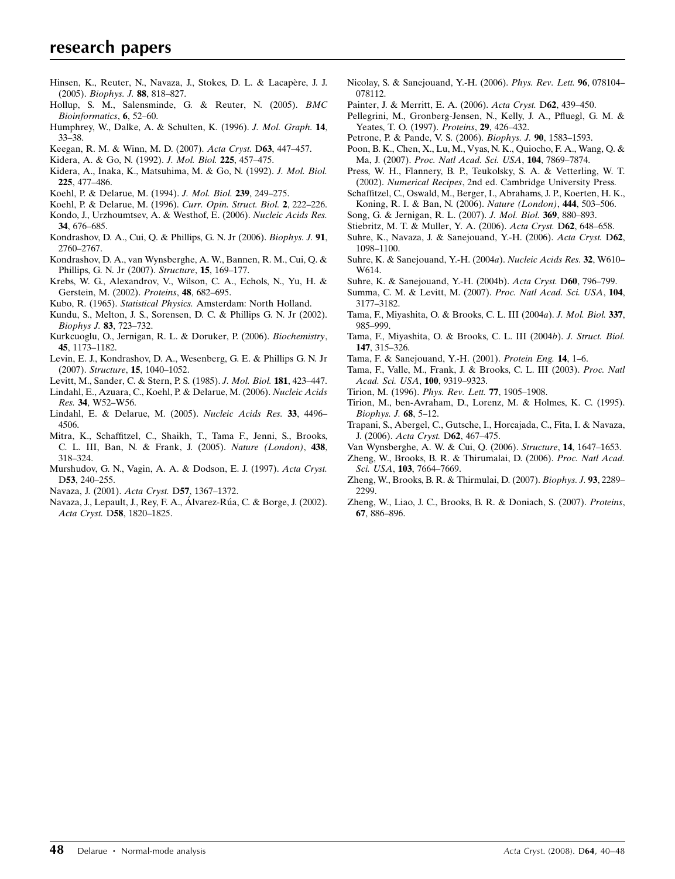Hinsen, K., Reuter, N., Navaza, J., Stokes, D. L. & Lacapère, J. J. (2005). *Biophys. J.* **88**, 818–827.

Hollup, S. M., Salensminde, G. & Reuter, N. (2005). *BMC Bioinformatics*, **6**, 52–60.

Humphrey, W., Dalke, A. & Schulten, K. (1996). *J. Mol. Graph.* **14**, 33–38.

Keegan, R. M. & Winn, M. D. (2007). *Acta Cryst.* D**63**, 447–457.

Kidera, A. & Go, N. (1992). *J. Mol. Biol.* **225**, 457–475.

Kidera, A., Inaka, K., Matsuhima, M. & Go, N. (1992). *J. Mol. Biol.* **225**, 477–486.

Koehl, P. & Delarue, M. (1994). *J. Mol. Biol.* **239**, 249–275.

Koehl, P. & Delarue, M. (1996). *Curr. Opin. Struct. Biol.* **2**, 222–226.

Kondo, J., Urzhoumtsev, A. & Westhof, E. (2006). *Nucleic Acids Res.* **34**, 676–685.

Kondrashov, D. A., Cui, Q. & Phillips, G. N. Jr (2006). *Biophys. J.* **91**, 2760–2767.

Kondrashov, D. A., van Wynsberghe, A. W., Bannen, R. M., Cui, Q. & Phillips, G. N. Jr (2007). *Structure*, **15**, 169–177.

Krebs, W. G., Alexandrov, V., Wilson, C. A., Echols, N., Yu, H. & Gerstein, M. (2002). *Proteins*, **48**, 682–695.

Kubo, R. (1965). *Statistical Physics.* Amsterdam: North Holland.

Kundu, S., Melton, J. S., Sorensen, D. C. & Phillips G. N. Jr (2002). *Biophys J.* **83**, 723–732.

Kurkcuoglu, O., Jernigan, R. L. & Doruker, P. (2006). *Biochemistry*, **45**, 1173–1182.

Levin, E. J., Kondrashov, D. A., Wesenberg, G. E. & Phillips G. N. Jr (2007). *Structure*, **15**, 1040–1052.

Levitt, M., Sander, C. & Stern, P. S. (1985). *J. Mol. Biol.* **181**, 423–447.

Lindahl, E., Azuara, C., Koehl, P. & Delarue, M. (2006). *Nucleic Acids Res.* **34**, W52–W56.

Lindahl, E. & Delarue, M. (2005). *Nucleic Acids Res.* **33**, 4496–4506.

Mitra, K., Schaffitzel, C., Shaikh, T., Tama F., Jenni, S., Brooks, C. L. III, Ban, N. & Frank, J. (2005). *Nature (London)*, **438**, 318–324.

Murshudov, G. N., Vagin, A. A. & Dodson, E. J. (1997). *Acta Cryst.* D**53**, 240–255.

Navaza, J. (2001). *Acta Cryst.* D**57**, 1367–1372.

Navaza, J., Lepault, J., Rey, F. A., Álvarez-Rúa, C. & Borge, J. (2002). *Acta Cryst.* D**58**, 1820–1825.

Nicolay, S. & Sanejouand, Y.-H. (2006). *Phys. Rev. Lett.* **96**, 078104–078112.

Painter, J. & Merritt, E. A. (2006). *Acta Cryst.* D**62**, 439–450.

Pellegrini, M., Gronberg-Jensen, N., Kelly, J. A., Pfluegl, G. M. & Yeates, T. O. (1997). *Proteins*, **29**, 426–432.

Petrone, P. & Pande, V. S. (2006). *Biophys. J.* **90**, 1583–1593.

Poon, B. K., Chen, X., Lu, M., Vyas, N. K., Quiocho, F. A., Wang, Q. & Ma, J. (2007). *Proc. Natl Acad. Sci. USA*, **104**, 7869–7874.

Press, W. H., Flannery, B. P., Teukolsky, S. A. & Vetterling, W. T. (2002). *Numerical Recipes*, 2nd ed. Cambridge University Press.

Schaffitzel, C., Oswald, M., Berger, I., Abrahams, J. P., Koerten, H. K., Koning, R. I. & Ban, N. (2006). *Nature (London)*, **444**, 503–506.

Song, G. & Jernigan, R. L. (2007). *J. Mol. Biol.* **369**, 880–893.

Stiebritz, M. T. & Muller, Y. A. (2006). *Acta Cryst.* D**62**, 648–658.

Suhre, K., Navaza, J. & Sanejouand, Y.-H. (2006). *Acta Cryst.* D**62**, 1098–1100.

Suhre, K. & Sanejouand, Y.-H. (2004*a*). *Nucleic Acids Res.* **32**, W610–W614.

Suhre, K. & Sanejouand, Y.-H. (2004b). *Acta Cryst.* D**60**, 796–799.

Summa, C. M. & Levitt, M. (2007). *Proc. Natl Acad. Sci. USA*, **104**, 3177–3182.

Tama, F., Miyashita, O. & Brooks, C. L. III (2004*a*). *J. Mol. Biol.* **337**, 985–999.

Tama, F., Miyashita, O. & Brooks, C. L. III (2004*b*). *J. Struct. Biol.* **147**, 315–326.

Tama, F. & Sanejouand, Y.-H. (2001). *Protein Eng.* **14**, 1–6.

Tama, F., Valle, M., Frank, J. & Brooks, C. L. III (2003). *Proc. Natl Acad. Sci. USA*, **100**, 9319–9323.

Tirion, M. (1996). *Phys. Rev. Lett.* **77**, 1905–1908.

Tirion, M., ben-Avraham, D., Lorenz, M. & Holmes, K. C. (1995). *Biophys. J.* **68**, 5–12.

Trapani, S., Abergel, C., Gutsche, I., Horcajada, C., Fita, I. & Navaza, J. (2006). *Acta Cryst.* D**62**, 467–475.

Van Wynsberghe, A. W. & Cui, Q. (2006). *Structure*, **14**, 1647–1653.

Zheng, W., Brooks, B. R. & Thirumalai, D. (2006). *Proc. Natl Acad. Sci. USA*, **103**, 7664–7669.

Zheng, W., Brooks, B. R. & Thirmulai, D. (2007). *Biophys. J.* **93**, 2289–2299.

Zheng, W., Liao, J. C., Brooks, B. R. & Doniach, S. (2007). *Proteins*, **67**, 886–896.